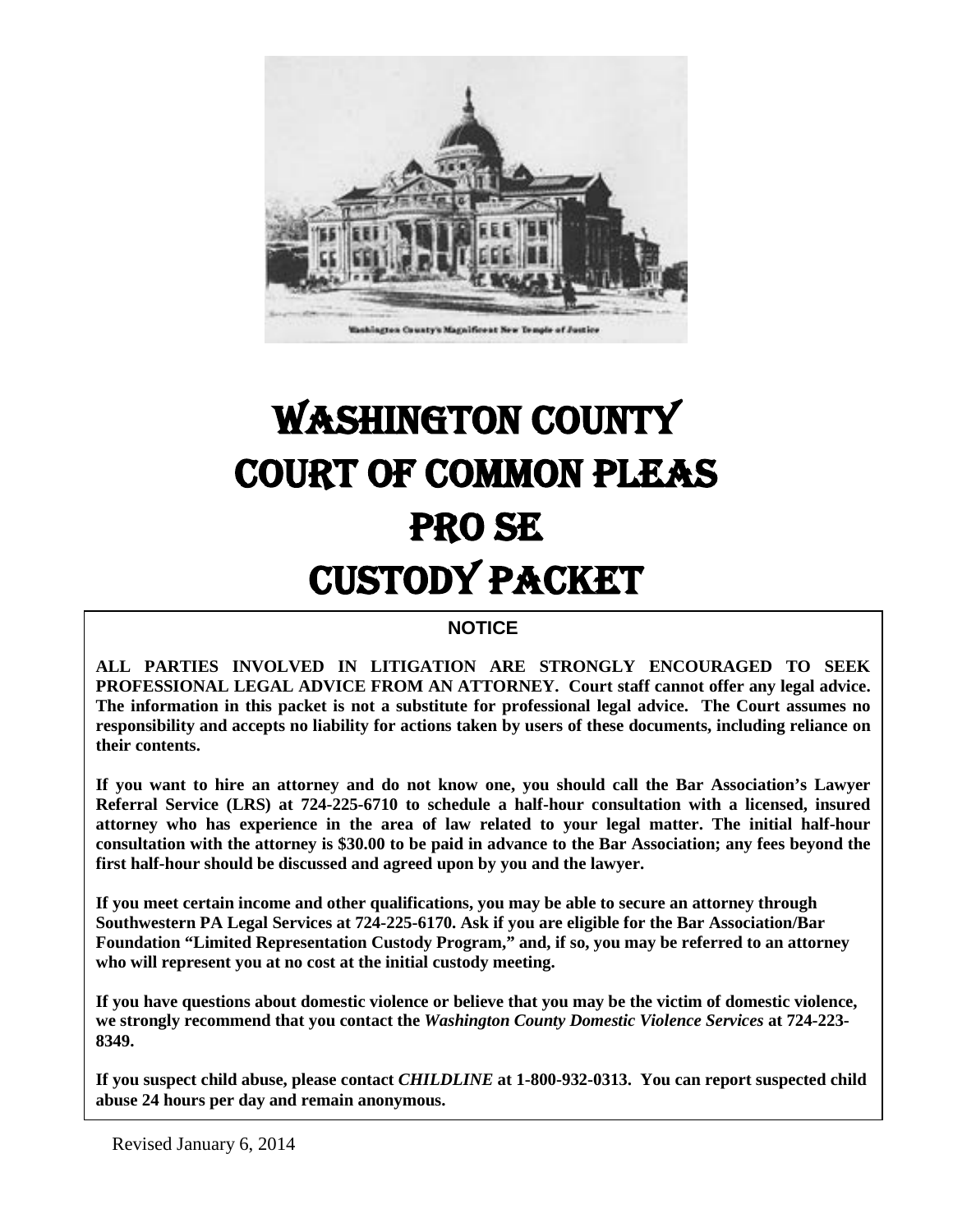# WASHINGTON COUNTY COURT OF COMMON PLEAS PRO SE CUSTODY PACKET

## NOTICE

**ALL PARTIES INVOLVED IN LITIGATION ARE STRONGLY ENCOURAGED TO SEEK PROFESSIONAL LEGAL ADVICE FROM AN ATTORNEY. Court staff cannot offer any legal advice. The information in this packet is not a substitute for professional legal advice. The Court assumes no responsibility and accepts no liability for actions taken by users of these documents, including reliance on their contents.**

**If you want to hire an attorney and do not know one, you should call the Bar Association's Lawyer Referral Service (LRS) at 724-225-6710 to schedule a half-hour consultation with a licensed, insured attorney who has experience in the area of law related to your legal matter. The initial half-hour consultation with the attorney is $30.00 to be paid in advance to the Bar Association; any fees beyond the first half-hour should be discussed and agreed upon by you and the lawyer.**

**If you meet certain income and other qualifications, you may be able to secure an attorney through Southwestern PA Legal Services at 724-225-6170. Ask if you are eligible for the Bar Association/Bar Foundation "Limited Representation Custody Program," and, if so, you may be referred to an attorney who will represent you at no cost at the initial custody meeting.**

**If you have questions about domestic violence or believe that you may be the victim of domestic violence, we strongly recommend that you contact the *Washington County Domestic Violence Services* at 724-223-8349.**

**If you suspect child abuse, please contact *CHILDLINE* at 1-800-932-0313. You can report suspected child abuse 24 hours per day and remain anonymous.**

Revised January 6, 2014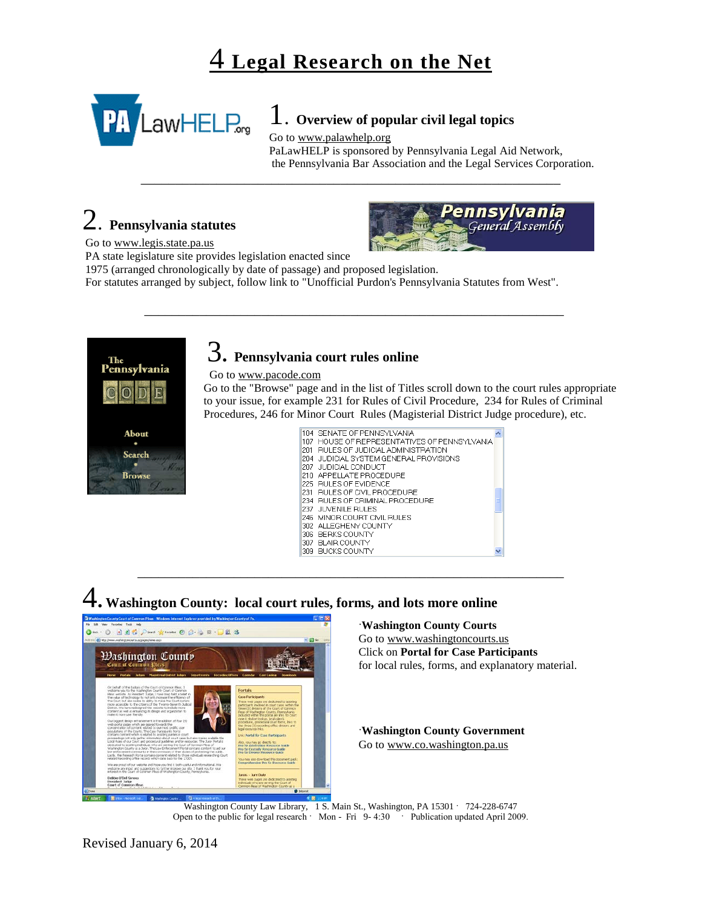# 4 Legal Research on the Net

## 1. Overview of popular civil legal topics

Go to www.palawhelp.org
PaLawHELP is sponsored by Pennsylvania Legal Aid Network, the Pennsylvania Bar Association and the Legal Services Corporation.

---

## 2. Pennsylvania statutes

Go to www.legis.state.pa.us
PA state legislature site provides legislation enacted since 1975 (arranged chronologically by date of passage) and proposed legislation.
For statutes arranged by subject, follow link to "Unofficial Purdon's Pennsylvania Statutes from West".

---

## 3. Pennsylvania court rules online

Go to www.pacode.com
Go to the "Browse" page and in the list of Titles scroll down to the court rules appropriate to your issue, for example 231 for Rules of Civil Procedure, 234 for Rules of Criminal Procedures, 246 for Minor Court Rules (Magisterial District Judge procedure), etc.

104 SENATE OF PENNSYLVANIA
107 HOUSE OF REPRESENTATIVES OF PENNSYLVANIA
201 RULES OF JUDICIAL ADMINISTRATION
204 JUDICIAL SYSTEM GENERAL PROVISIONS
207 JUDICIAL CONDUCT
210 APPELLATE PROCEDURE
225 RULES OF EVIDENCE
231 RULES OF CIVIL PROCEDURE
234 RULES OF CRIMINAL PROCEDURE
237 JUVENILE RULES
246 MINOR COURT CIVIL RULES
302 ALLEGHENY COUNTY
306 BERKS COUNTY
307 BLAIR COUNTY
309 BUCKS COUNTY

---

## 4. Washington County: local court rules, forms, and lots more online

·**Washington County Courts**
Go to www.washingtoncourts.us
Click on **Portal for Case Participants**
for local rules, forms, and explanatory material.

·**Washington County Government**
Go to www.co.washington.pa.us

Washington County Law Library, 1 S. Main St., Washington, PA 15301 · 724-228-6747
Open to the public for legal research · Mon - Fri 9- 4:30 · Publication updated April 2009.

Revised January 6, 2014